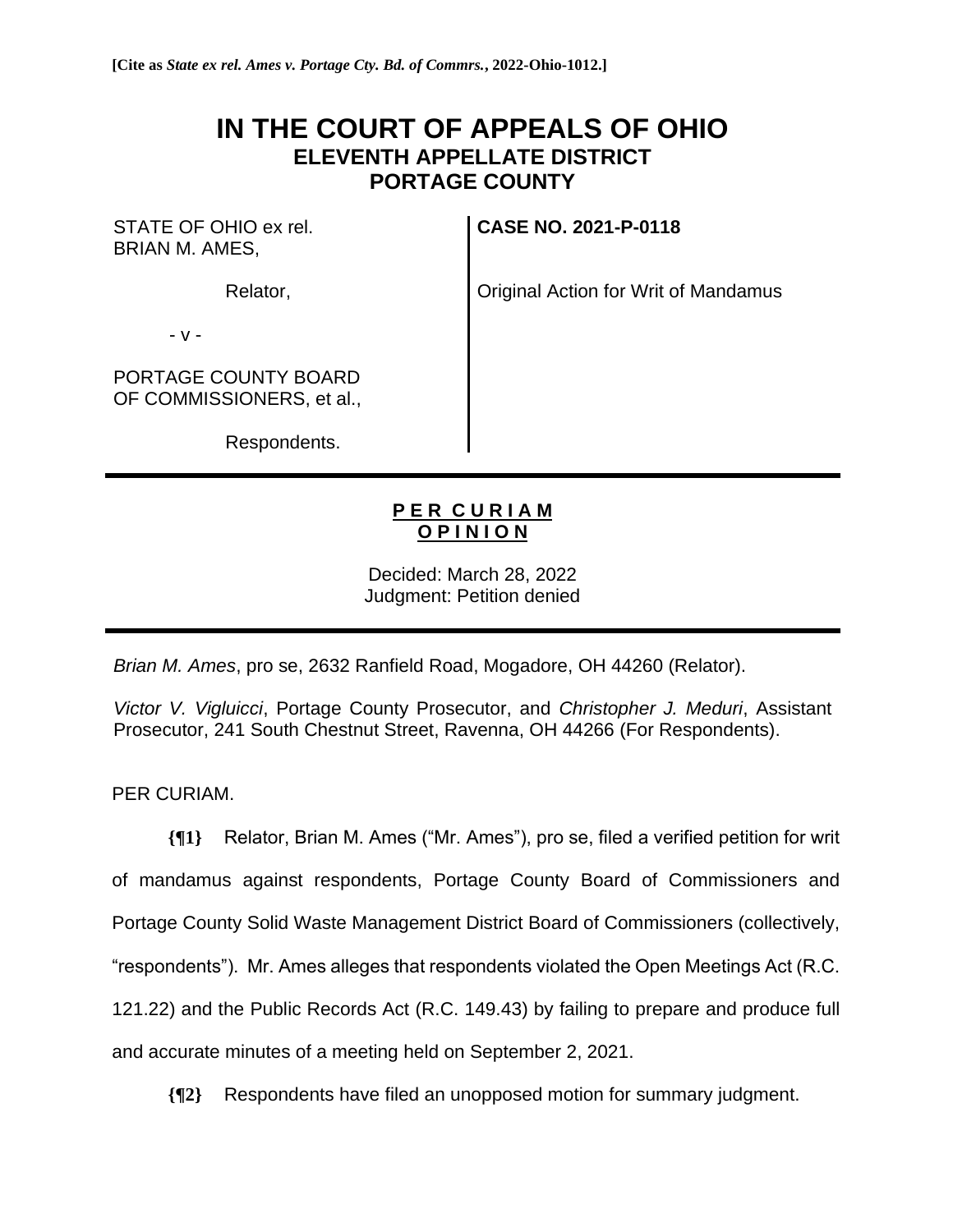**[Cite as *State ex rel. Ames v. Portage Cty. Bd. of Commrs.*, 2022-Ohio-1012.]**

# IN THE COURT OF APPEALS OF OHIO
## ELEVENTH APPELLATE DISTRICT
## PORTAGE COUNTY

| | |
|---|---|
| STATE OF OHIO ex rel. BRIAN M. AMES, | **CASE NO. 2021-P-0118** |
| Relator, | Original Action for Writ of Mandamus |
| - v - | |
| PORTAGE COUNTY BOARD OF COMMISSIONERS, et al., | |
| Respondents. | |

---

**P E R C U R I A M**
**O P I N I O N**

Decided: March 28, 2022
Judgment: Petition denied

---

*Brian M. Ames*, pro se, 2632 Ranfield Road, Mogadore, OH 44260 (Relator).

*Victor V. Vigluicci*, Portage County Prosecutor, and *Christopher J. Meduri*, Assistant Prosecutor, 241 South Chestnut Street, Ravenna, OH 44266 (For Respondents).

PER CURIAM.

**{¶1}** Relator, Brian M. Ames ("Mr. Ames"), pro se, filed a verified petition for writ of mandamus against respondents, Portage County Board of Commissioners and Portage County Solid Waste Management District Board of Commissioners (collectively, "respondents"). Mr. Ames alleges that respondents violated the Open Meetings Act (R.C. 121.22) and the Public Records Act (R.C. 149.43) by failing to prepare and produce full and accurate minutes of a meeting held on September 2, 2021.

**{¶2}** Respondents have filed an unopposed motion for summary judgment.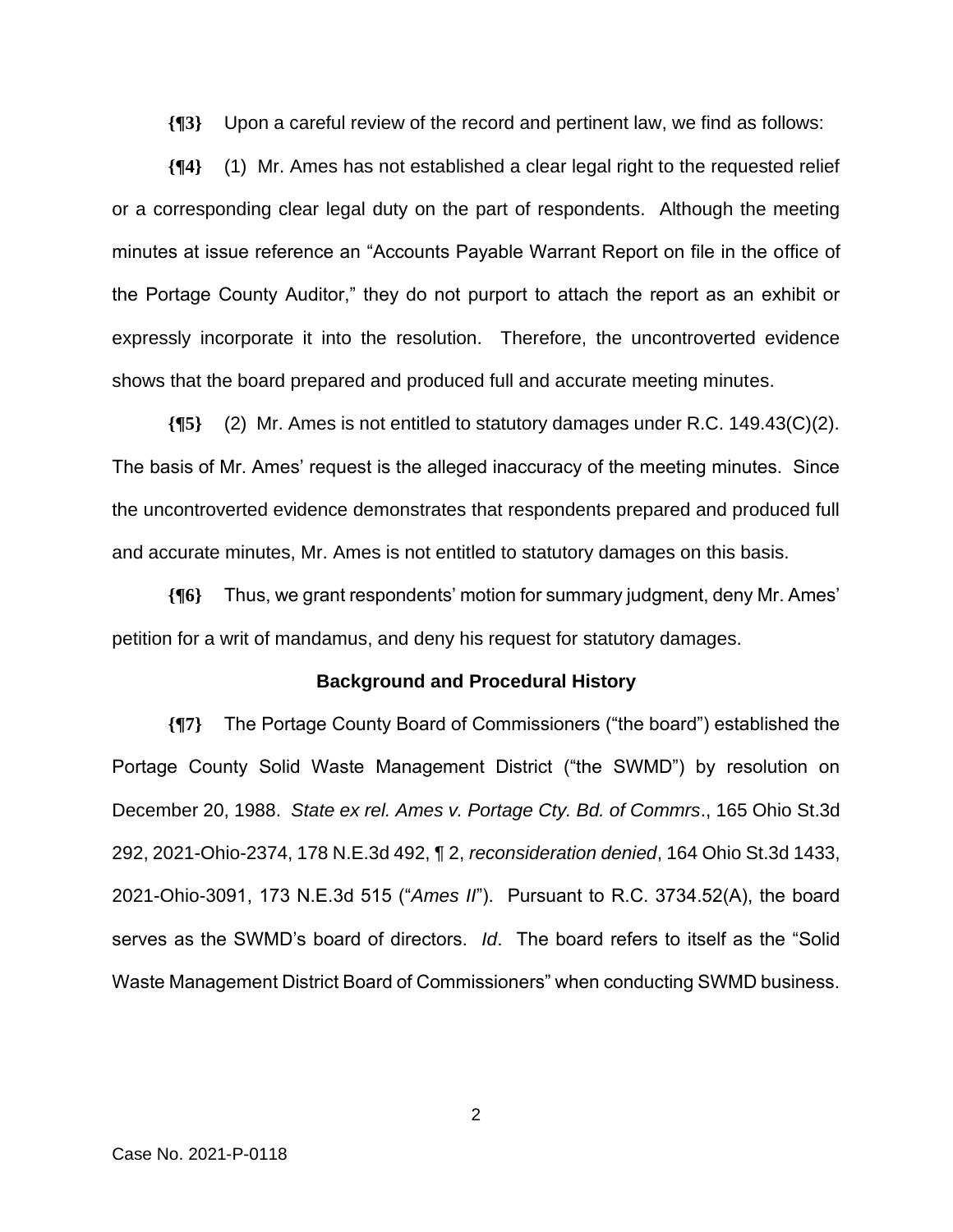**{¶3}** Upon a careful review of the record and pertinent law, we find as follows:

**{¶4}** (1) Mr. Ames has not established a clear legal right to the requested relief or a corresponding clear legal duty on the part of respondents. Although the meeting minutes at issue reference an "Accounts Payable Warrant Report on file in the office of the Portage County Auditor," they do not purport to attach the report as an exhibit or expressly incorporate it into the resolution. Therefore, the uncontroverted evidence shows that the board prepared and produced full and accurate meeting minutes.

**{¶5}** (2) Mr. Ames is not entitled to statutory damages under R.C. 149.43(C)(2). The basis of Mr. Ames' request is the alleged inaccuracy of the meeting minutes. Since the uncontroverted evidence demonstrates that respondents prepared and produced full and accurate minutes, Mr. Ames is not entitled to statutory damages on this basis.

**{¶6}** Thus, we grant respondents' motion for summary judgment, deny Mr. Ames' petition for a writ of mandamus, and deny his request for statutory damages.

## Background and Procedural History

**{¶7}** The Portage County Board of Commissioners ("the board") established the Portage County Solid Waste Management District ("the SWMD") by resolution on December 20, 1988. *State ex rel. Ames v. Portage Cty. Bd. of Commrs*., 165 Ohio St.3d 292, 2021-Ohio-2374, 178 N.E.3d 492, ¶ 2, *reconsideration denied*, 164 Ohio St.3d 1433, 2021-Ohio-3091, 173 N.E.3d 515 ("*Ames II*"). Pursuant to R.C. 3734.52(A), the board serves as the SWMD's board of directors. *Id*. The board refers to itself as the "Solid Waste Management District Board of Commissioners" when conducting SWMD business.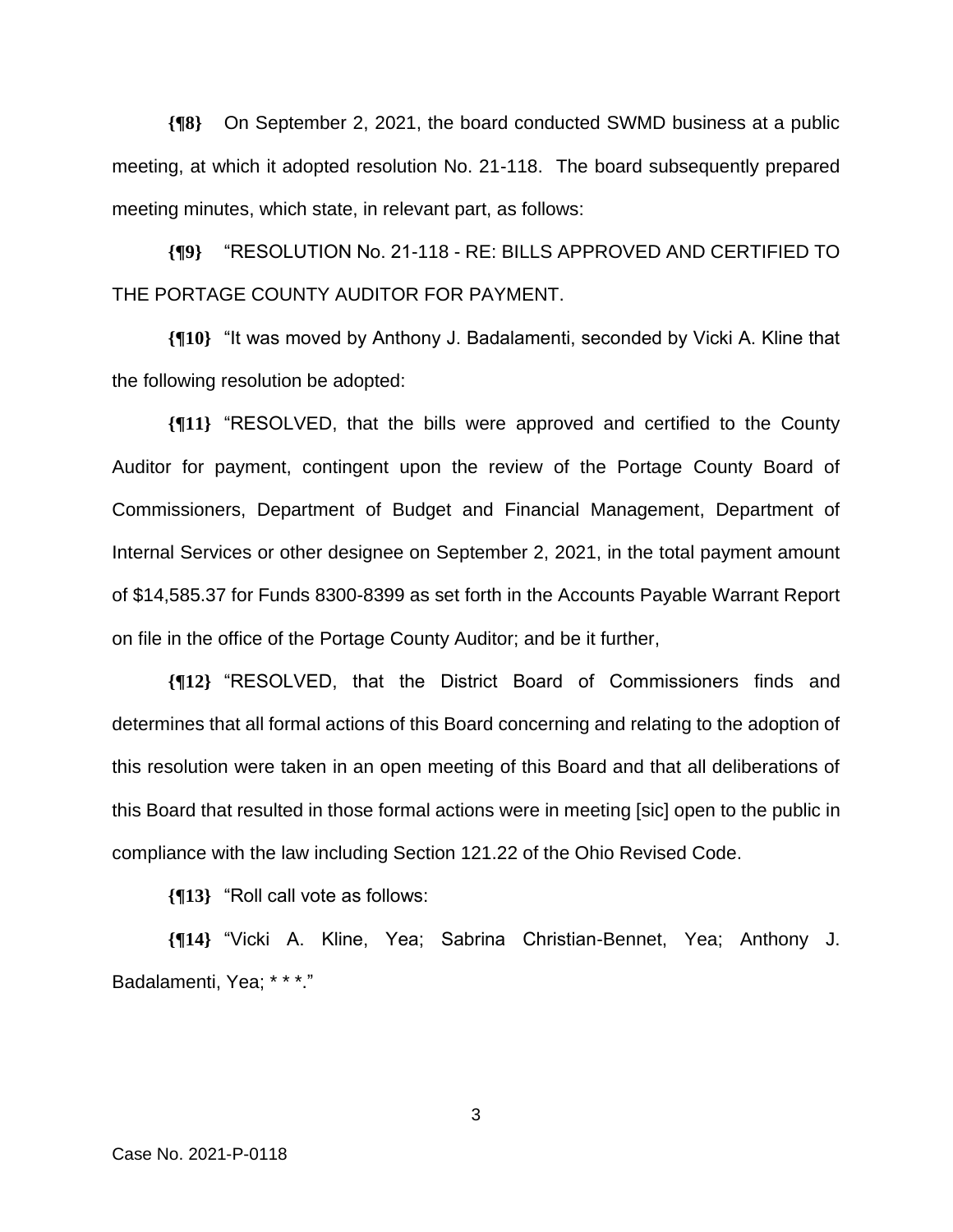**{¶8}** On September 2, 2021, the board conducted SWMD business at a public meeting, at which it adopted resolution No. 21-118. The board subsequently prepared meeting minutes, which state, in relevant part, as follows:

**{¶9}** "RESOLUTION No. 21-118 - RE: BILLS APPROVED AND CERTIFIED TO THE PORTAGE COUNTY AUDITOR FOR PAYMENT.

**{¶10}** "It was moved by Anthony J. Badalamenti, seconded by Vicki A. Kline that the following resolution be adopted:

**{¶11}** "RESOLVED, that the bills were approved and certified to the County Auditor for payment, contingent upon the review of the Portage County Board of Commissioners, Department of Budget and Financial Management, Department of Internal Services or other designee on September 2, 2021, in the total payment amount of $14,585.37 for Funds 8300-8399 as set forth in the Accounts Payable Warrant Report on file in the office of the Portage County Auditor; and be it further,

**{¶12}** "RESOLVED, that the District Board of Commissioners finds and determines that all formal actions of this Board concerning and relating to the adoption of this resolution were taken in an open meeting of this Board and that all deliberations of this Board that resulted in those formal actions were in meeting [sic] open to the public in compliance with the law including Section 121.22 of the Ohio Revised Code.

**{¶13}** "Roll call vote as follows:

**{¶14}** "Vicki A. Kline, Yea; Sabrina Christian-Bennet, Yea; Anthony J. Badalamenti, Yea; * * *."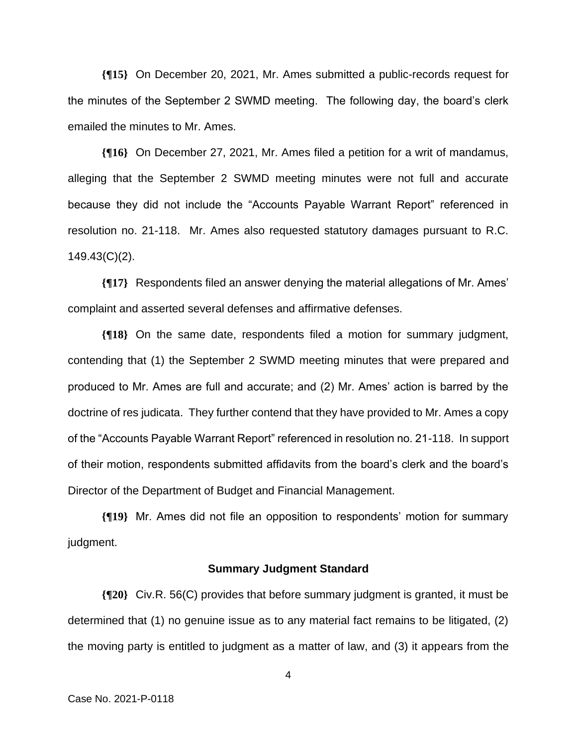**{¶15}** On December 20, 2021, Mr. Ames submitted a public-records request for the minutes of the September 2 SWMD meeting. The following day, the board's clerk emailed the minutes to Mr. Ames.

**{¶16}** On December 27, 2021, Mr. Ames filed a petition for a writ of mandamus, alleging that the September 2 SWMD meeting minutes were not full and accurate because they did not include the "Accounts Payable Warrant Report" referenced in resolution no. 21-118. Mr. Ames also requested statutory damages pursuant to R.C. 149.43(C)(2).

**{¶17}** Respondents filed an answer denying the material allegations of Mr. Ames' complaint and asserted several defenses and affirmative defenses.

**{¶18}** On the same date, respondents filed a motion for summary judgment, contending that (1) the September 2 SWMD meeting minutes that were prepared and produced to Mr. Ames are full and accurate; and (2) Mr. Ames' action is barred by the doctrine of res judicata. They further contend that they have provided to Mr. Ames a copy of the "Accounts Payable Warrant Report" referenced in resolution no. 21-118. In support of their motion, respondents submitted affidavits from the board's clerk and the board's Director of the Department of Budget and Financial Management.

**{¶19}** Mr. Ames did not file an opposition to respondents' motion for summary judgment.

### Summary Judgment Standard

**{¶20}** Civ.R. 56(C) provides that before summary judgment is granted, it must be determined that (1) no genuine issue as to any material fact remains to be litigated, (2) the moving party is entitled to judgment as a matter of law, and (3) it appears from the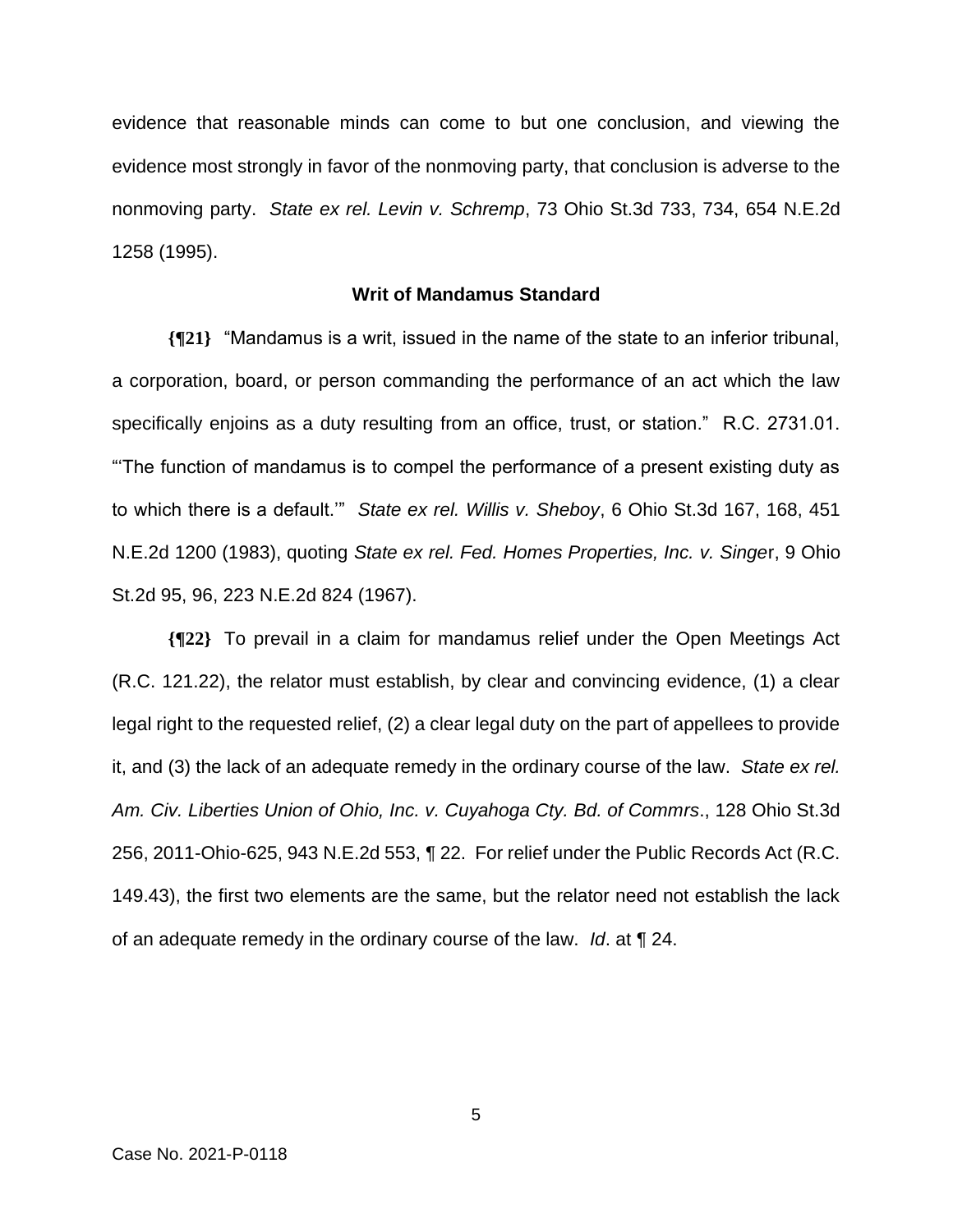evidence that reasonable minds can come to but one conclusion, and viewing the evidence most strongly in favor of the nonmoving party, that conclusion is adverse to the nonmoving party. *State ex rel. Levin v. Schremp*, 73 Ohio St.3d 733, 734, 654 N.E.2d 1258 (1995).

### Writ of Mandamus Standard

**{¶21}** "Mandamus is a writ, issued in the name of the state to an inferior tribunal, a corporation, board, or person commanding the performance of an act which the law specifically enjoins as a duty resulting from an office, trust, or station." R.C. 2731.01. "'The function of mandamus is to compel the performance of a present existing duty as to which there is a default.'" *State ex rel. Willis v. Sheboy*, 6 Ohio St.3d 167, 168, 451 N.E.2d 1200 (1983), quoting *State ex rel. Fed. Homes Properties, Inc. v. Singer*, 9 Ohio St.2d 95, 96, 223 N.E.2d 824 (1967).

**{¶22}** To prevail in a claim for mandamus relief under the Open Meetings Act (R.C. 121.22), the relator must establish, by clear and convincing evidence, (1) a clear legal right to the requested relief, (2) a clear legal duty on the part of appellees to provide it, and (3) the lack of an adequate remedy in the ordinary course of the law. *State ex rel. Am. Civ. Liberties Union of Ohio, Inc. v. Cuyahoga Cty. Bd. of Commrs*., 128 Ohio St.3d 256, 2011-Ohio-625, 943 N.E.2d 553, ¶ 22. For relief under the Public Records Act (R.C. 149.43), the first two elements are the same, but the relator need not establish the lack of an adequate remedy in the ordinary course of the law. *Id*. at ¶ 24.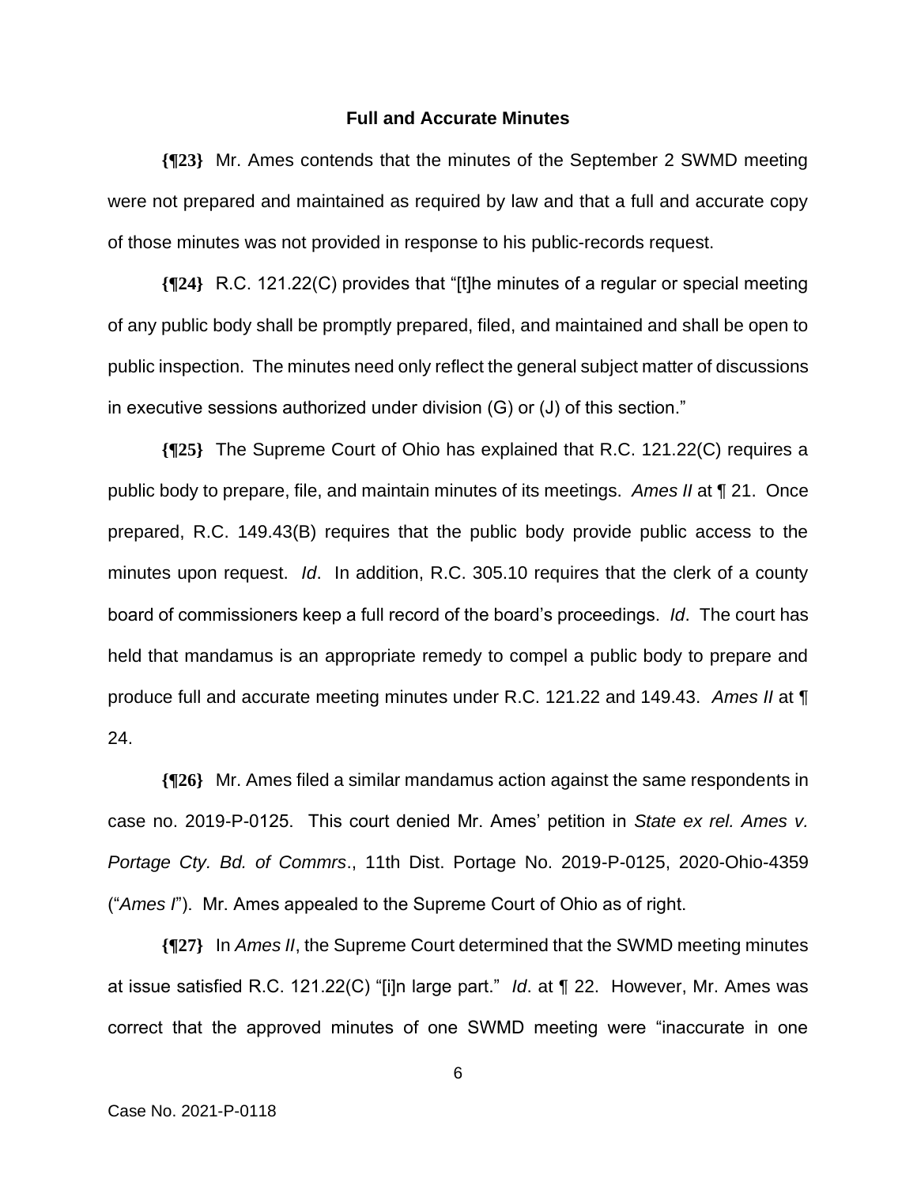### Full and Accurate Minutes

**{¶23}** Mr. Ames contends that the minutes of the September 2 SWMD meeting were not prepared and maintained as required by law and that a full and accurate copy of those minutes was not provided in response to his public-records request.

**{¶24}** R.C. 121.22(C) provides that "[t]he minutes of a regular or special meeting of any public body shall be promptly prepared, filed, and maintained and shall be open to public inspection. The minutes need only reflect the general subject matter of discussions in executive sessions authorized under division (G) or (J) of this section."

**{¶25}** The Supreme Court of Ohio has explained that R.C. 121.22(C) requires a public body to prepare, file, and maintain minutes of its meetings. *Ames II* at ¶ 21. Once prepared, R.C. 149.43(B) requires that the public body provide public access to the minutes upon request. *Id*. In addition, R.C. 305.10 requires that the clerk of a county board of commissioners keep a full record of the board's proceedings. *Id*. The court has held that mandamus is an appropriate remedy to compel a public body to prepare and produce full and accurate meeting minutes under R.C. 121.22 and 149.43. *Ames II* at ¶ 24.

**{¶26}** Mr. Ames filed a similar mandamus action against the same respondents in case no. 2019-P-0125. This court denied Mr. Ames' petition in *State ex rel. Ames v. Portage Cty. Bd. of Commrs*., 11th Dist. Portage No. 2019-P-0125, 2020-Ohio-4359 ("*Ames I*"). Mr. Ames appealed to the Supreme Court of Ohio as of right.

**{¶27}** In *Ames II*, the Supreme Court determined that the SWMD meeting minutes at issue satisfied R.C. 121.22(C) "[i]n large part." *Id*. at ¶ 22. However, Mr. Ames was correct that the approved minutes of one SWMD meeting were "inaccurate in one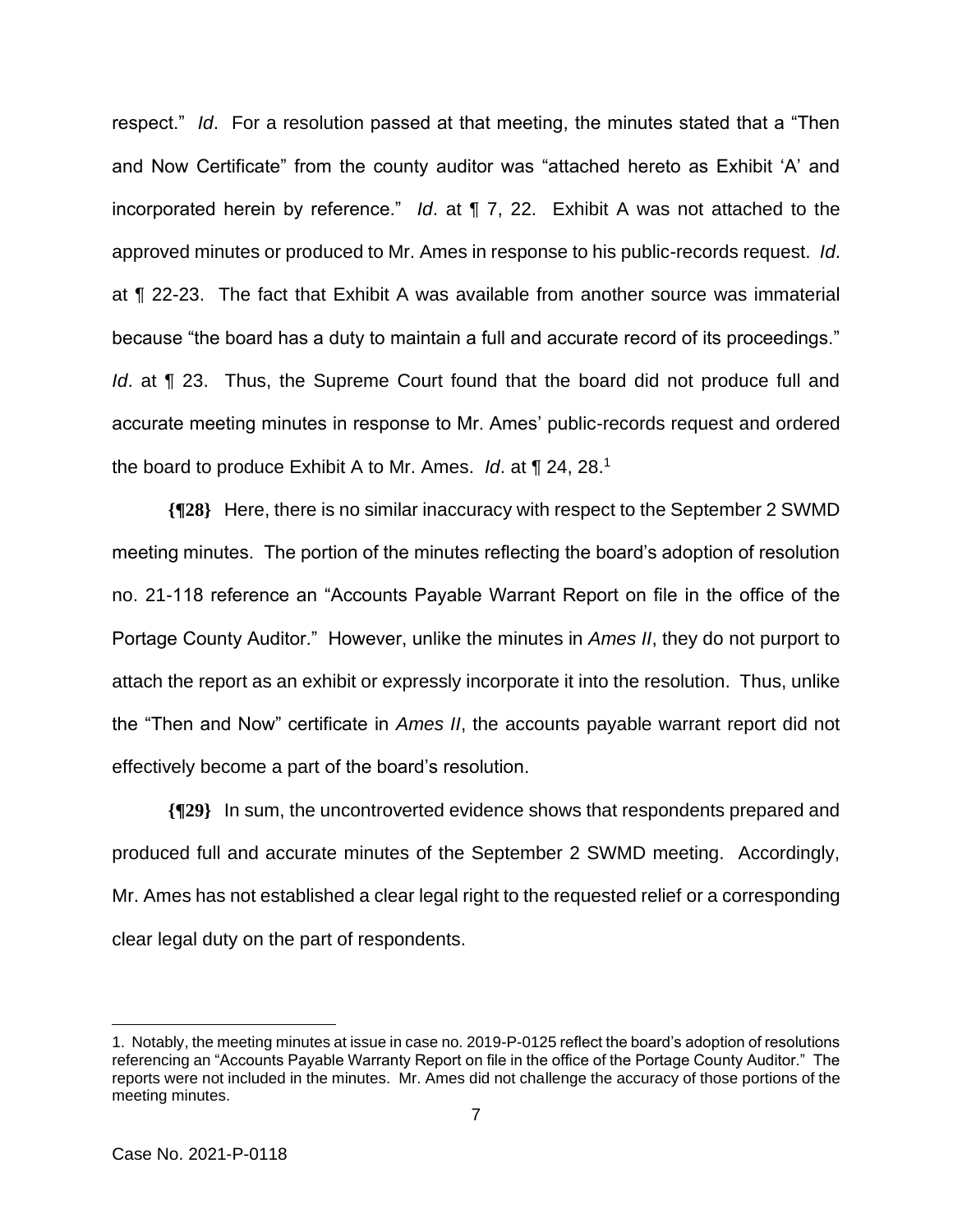respect." *Id*. For a resolution passed at that meeting, the minutes stated that a "Then and Now Certificate" from the county auditor was "attached hereto as Exhibit 'A' and incorporated herein by reference." *Id*. at ¶ 7, 22. Exhibit A was not attached to the approved minutes or produced to Mr. Ames in response to his public-records request. *Id*. at ¶ 22-23. The fact that Exhibit A was available from another source was immaterial because "the board has a duty to maintain a full and accurate record of its proceedings." *Id*. at ¶ 23. Thus, the Supreme Court found that the board did not produce full and accurate meeting minutes in response to Mr. Ames' public-records request and ordered the board to produce Exhibit A to Mr. Ames. *Id*. at ¶ 24, 28.[1]

**{¶28}** Here, there is no similar inaccuracy with respect to the September 2 SWMD meeting minutes. The portion of the minutes reflecting the board's adoption of resolution no. 21-118 reference an "Accounts Payable Warrant Report on file in the office of the Portage County Auditor." However, unlike the minutes in *Ames II*, they do not purport to attach the report as an exhibit or expressly incorporate it into the resolution. Thus, unlike the "Then and Now" certificate in *Ames II*, the accounts payable warrant report did not effectively become a part of the board's resolution.

**{¶29}** In sum, the uncontroverted evidence shows that respondents prepared and produced full and accurate minutes of the September 2 SWMD meeting. Accordingly, Mr. Ames has not established a clear legal right to the requested relief or a corresponding clear legal duty on the part of respondents.

---

1. Notably, the meeting minutes at issue in case no. 2019-P-0125 reflect the board's adoption of resolutions referencing an "Accounts Payable Warranty Report on file in the office of the Portage County Auditor." The reports were not included in the minutes. Mr. Ames did not challenge the accuracy of those portions of the meeting minutes.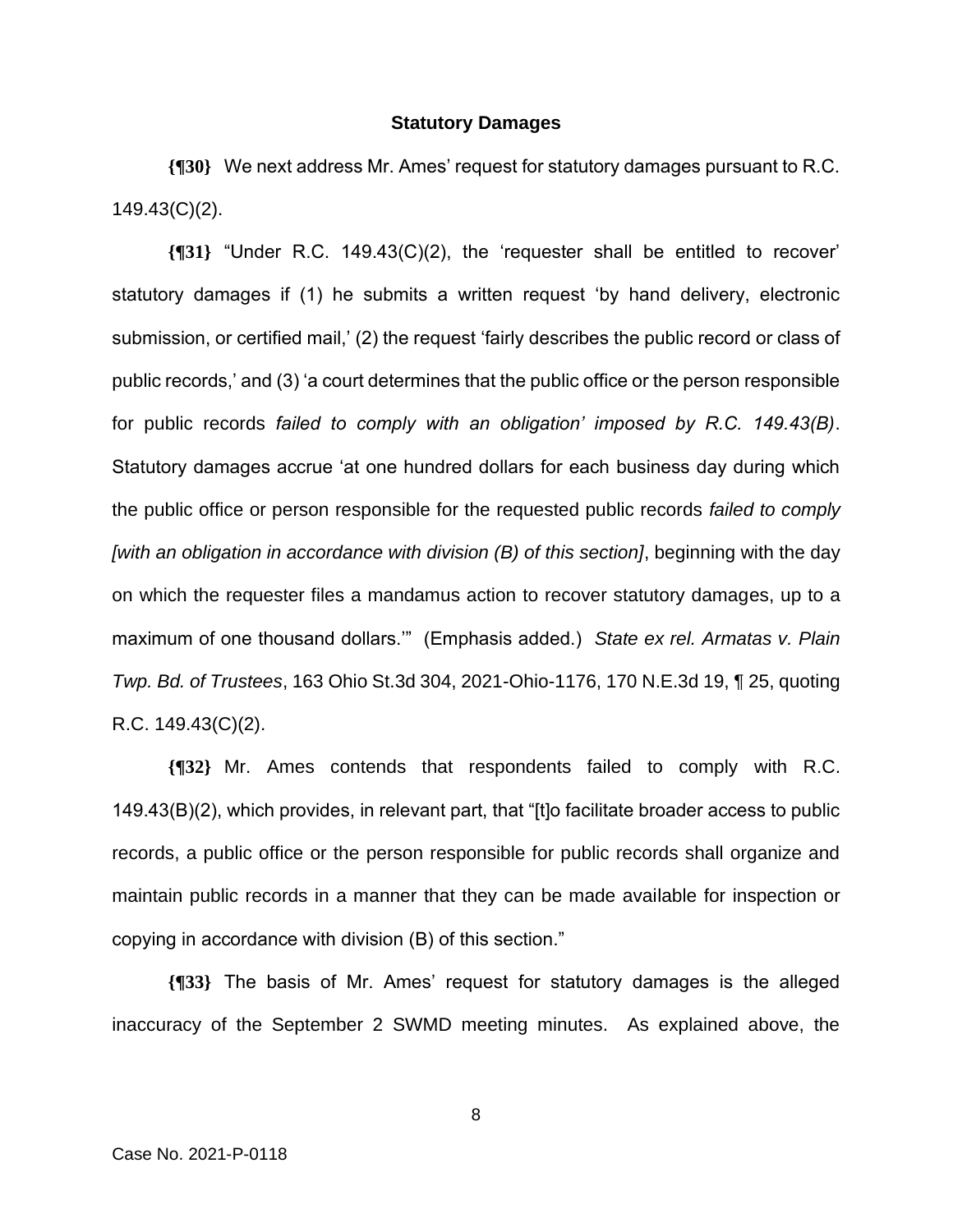### Statistical Damages

**{¶30}** We next address Mr. Ames' request for statutory damages pursuant to R.C. 149.43(C)(2).

**{¶31}** "Under R.C. 149.43(C)(2), the 'requester shall be entitled to recover' statutory damages if (1) he submits a written request 'by hand delivery, electronic submission, or certified mail,' (2) the request 'fairly describes the public record or class of public records,' and (3) 'a court determines that the public office or the person responsible for public records *failed to comply with an obligation' imposed by R.C. 149.43(B)*. Statutory damages accrue 'at one hundred dollars for each business day during which the public office or person responsible for the requested public records *failed to comply [with an obligation in accordance with division (B) of this section]*, beginning with the day on which the requester files a mandamus action to recover statutory damages, up to a maximum of one thousand dollars.'" (Emphasis added.) *State ex rel. Armatas v. Plain Twp. Bd. of Trustees*, 163 Ohio St.3d 304, 2021-Ohio-1176, 170 N.E.3d 19, ¶ 25, quoting R.C. 149.43(C)(2).

**{¶32}** Mr. Ames contends that respondents failed to comply with R.C. 149.43(B)(2), which provides, in relevant part, that "[t]o facilitate broader access to public records, a public office or the person responsible for public records shall organize and maintain public records in a manner that they can be made available for inspection or copying in accordance with division (B) of this section."

**{¶33}** The basis of Mr. Ames' request for statutory damages is the alleged inaccuracy of the September 2 SWMD meeting minutes. As explained above, the

### Statutory Damages

**{¶30}** We next address Mr. Ames' request for statutory damages pursuant to R.C. 149.43(C)(2).

**{¶31}** "Under R.C. 149.43(C)(2), the 'requester shall be entitled to recover' statutory damages if (1) he submits a written request 'by hand delivery, electronic submission, or certified mail,' (2) the request 'fairly describes the public record or class of public records,' and (3) 'a court determines that the public office or the person responsible for public records *failed to comply with an obligation' imposed by R.C. 149.43(B)*. Statutory damages accrue 'at one hundred dollars for each business day during which the public office or person responsible for the requested public records *failed to comply [with an obligation in accordance with division (B) of this section]*, beginning with the day on which the requester files a mandamus action to recover statutory damages, up to a maximum of one thousand dollars.'" (Emphasis added.) *State ex rel. Armatas v. Plain Twp. Bd. of Trustees*, 163 Ohio St.3d 304, 2021-Ohio-1176, 170 N.E.3d 19, ¶ 25, quoting R.C. 149.43(C)(2).

**{¶32}** Mr. Ames contends that respondents failed to comply with R.C. 149.43(B)(2), which provides, in relevant part, that "[t]o facilitate broader access to public records, a public office or the person responsible for public records shall organize and maintain public records in a manner that they can be made available for inspection or copying in accordance with division (B) of this section."

**{¶33}** The basis of Mr. Ames' request for statutory damages is the alleged inaccuracy of the September 2 SWMD meeting minutes. As explained above, the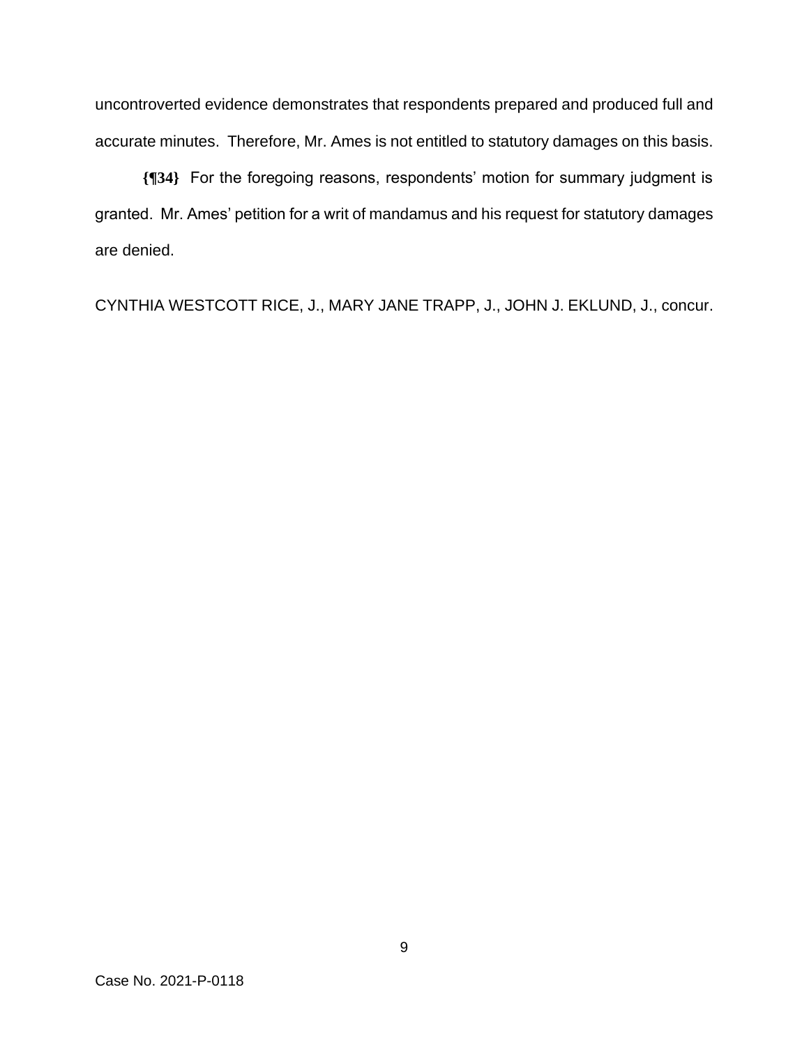uncontroverted evidence demonstrates that respondents prepared and produced full and accurate minutes. Therefore, Mr. Ames is not entitled to statutory damages on this basis.

**{¶34}** For the foregoing reasons, respondents' motion for summary judgment is granted. Mr. Ames' petition for a writ of mandamus and his request for statutory damages are denied.

CYNTHIA WESTCOTT RICE, J., MARY JANE TRAPP, J., JOHN J. EKLUND, J., concur.